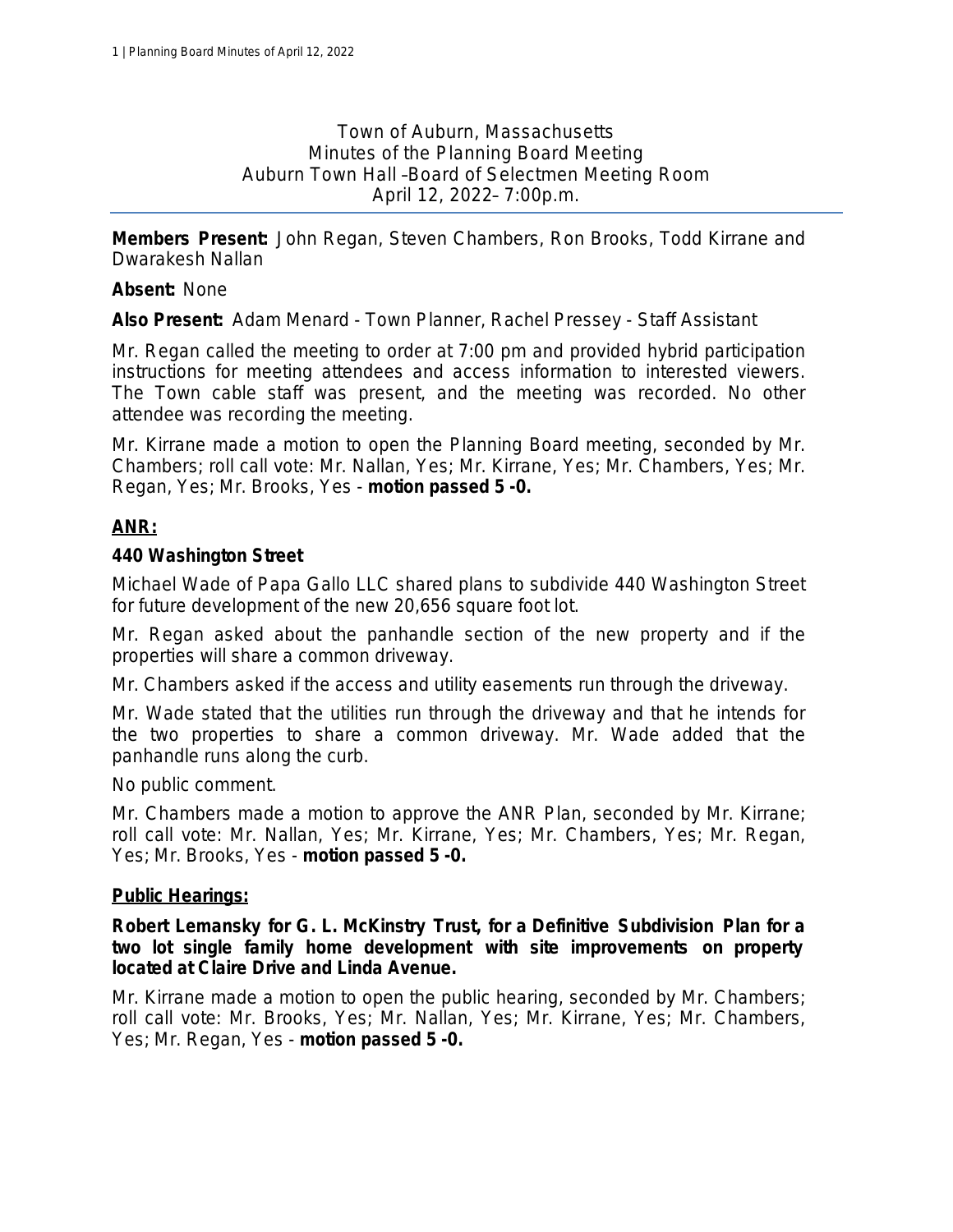Town of Auburn, Massachusetts
Minutes of the Planning Board Meeting
Auburn Town Hall –Board of Selectmen Meeting Room
April 12, 2022– 7:00p.m.

---

**Members Present:** John Regan, Steven Chambers, Ron Brooks, Todd Kirrane and Dwarakesh Nallan

**Absent:** None

**Also Present:** Adam Menard - Town Planner, Rachel Pressey - Staff Assistant

Mr. Regan called the meeting to order at 7:00 pm and provided hybrid participation instructions for meeting attendees and access information to interested viewers. The Town cable staff was present, and the meeting was recorded. No other attendee was recording the meeting.

Mr. Kirrane made a motion to open the Planning Board meeting, seconded by Mr. Chambers; roll call vote: Mr. Nallan, Yes; Mr. Kirrane, Yes; Mr. Chambers, Yes; Mr. Regan, Yes; Mr. Brooks, Yes - **motion passed 5 -0.**

## **ANR:**

### **440 Washington Street**

Michael Wade of Papa Gallo LLC shared plans to subdivide 440 Washington Street for future development of the new 20,656 square foot lot.

Mr. Regan asked about the panhandle section of the new property and if the properties will share a common driveway.

Mr. Chambers asked if the access and utility easements run through the driveway.

Mr. Wade stated that the utilities run through the driveway and that he intends for the two properties to share a common driveway. Mr. Wade added that the panhandle runs along the curb.

No public comment.

Mr. Chambers made a motion to approve the ANR Plan, seconded by Mr. Kirrane; roll call vote: Mr. Nallan, Yes; Mr. Kirrane, Yes; Mr. Chambers, Yes; Mr. Regan, Yes; Mr. Brooks, Yes - **motion passed 5 -0.**

## **Public Hearings:**

### **Robert Lemansky for G. L. McKinstry Trust, for a Definitive Subdivision Plan for a two lot single family home development with site improvements on property located at Claire Drive and Linda Avenue.**

Mr. Kirrane made a motion to open the public hearing, seconded by Mr. Chambers; roll call vote: Mr. Brooks, Yes; Mr. Nallan, Yes; Mr. Kirrane, Yes; Mr. Chambers, Yes; Mr. Regan, Yes - **motion passed 5 -0.**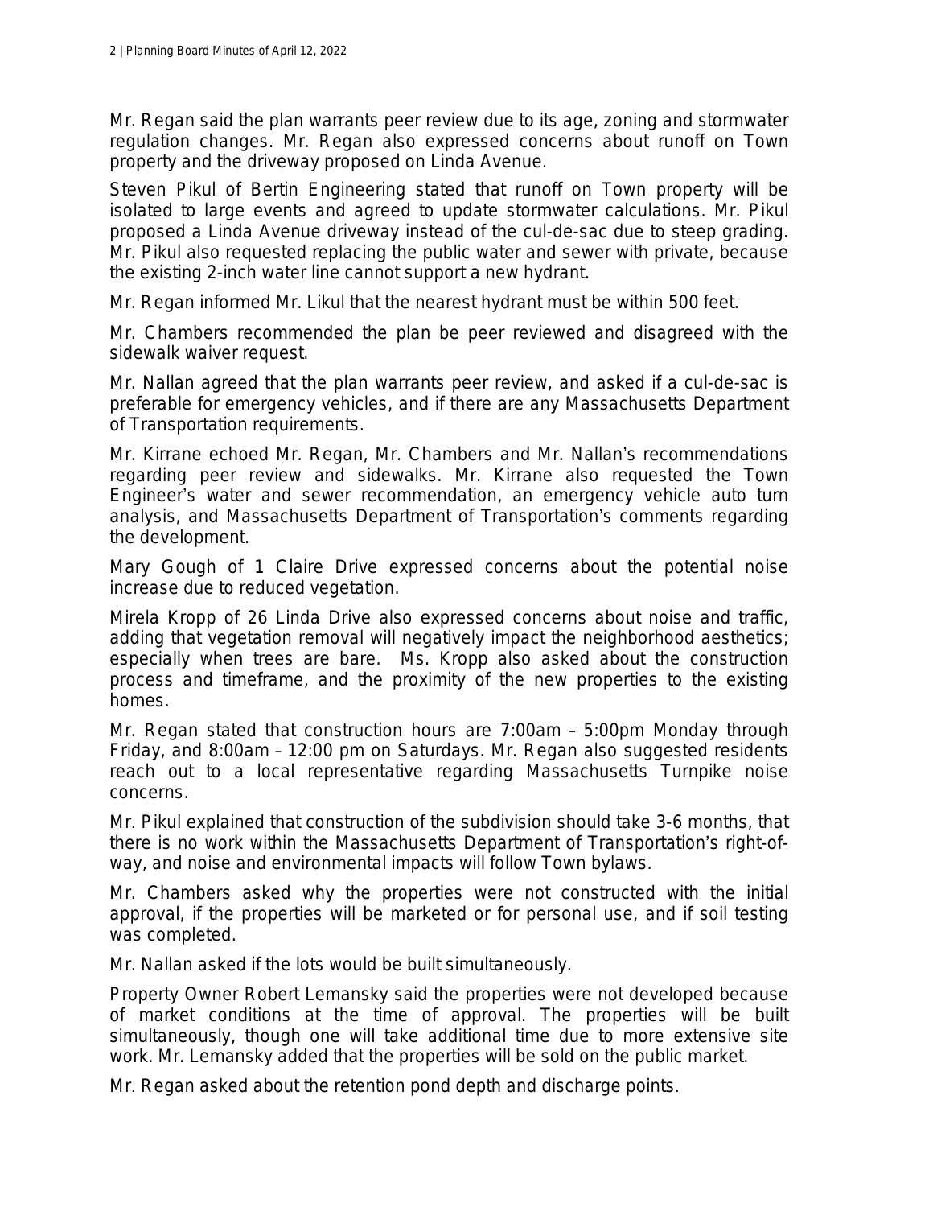Mr. Regan said the plan warrants peer review due to its age, zoning and stormwater regulation changes. Mr. Regan also expressed concerns about runoff on Town property and the driveway proposed on Linda Avenue.

Steven Pikul of Bertin Engineering stated that runoff on Town property will be isolated to large events and agreed to update stormwater calculations. Mr. Pikul proposed a Linda Avenue driveway instead of the cul-de-sac due to steep grading. Mr. Pikul also requested replacing the public water and sewer with private, because the existing 2-inch water line cannot support a new hydrant.

Mr. Regan informed Mr. Likul that the nearest hydrant must be within 500 feet.

Mr. Chambers recommended the plan be peer reviewed and disagreed with the sidewalk waiver request.

Mr. Nallan agreed that the plan warrants peer review, and asked if a cul-de-sac is preferable for emergency vehicles, and if there are any Massachusetts Department of Transportation requirements.

Mr. Kirrane echoed Mr. Regan, Mr. Chambers and Mr. Nallan's recommendations regarding peer review and sidewalks. Mr. Kirrane also requested the Town Engineer's water and sewer recommendation, an emergency vehicle auto turn analysis, and Massachusetts Department of Transportation's comments regarding the development.

Mary Gough of 1 Claire Drive expressed concerns about the potential noise increase due to reduced vegetation.

Mirela Kropp of 26 Linda Drive also expressed concerns about noise and traffic, adding that vegetation removal will negatively impact the neighborhood aesthetics; especially when trees are bare. Ms. Kropp also asked about the construction process and timeframe, and the proximity of the new properties to the existing homes.

Mr. Regan stated that construction hours are 7:00am – 5:00pm Monday through Friday, and 8:00am – 12:00 pm on Saturdays. Mr. Regan also suggested residents reach out to a local representative regarding Massachusetts Turnpike noise concerns.

Mr. Pikul explained that construction of the subdivision should take 3-6 months, that there is no work within the Massachusetts Department of Transportation's right-of-way, and noise and environmental impacts will follow Town bylaws.

Mr. Chambers asked why the properties were not constructed with the initial approval, if the properties will be marketed or for personal use, and if soil testing was completed.

Mr. Nallan asked if the lots would be built simultaneously.

Property Owner Robert Lemansky said the properties were not developed because of market conditions at the time of approval. The properties will be built simultaneously, though one will take additional time due to more extensive site work. Mr. Lemansky added that the properties will be sold on the public market.

Mr. Regan asked about the retention pond depth and discharge points.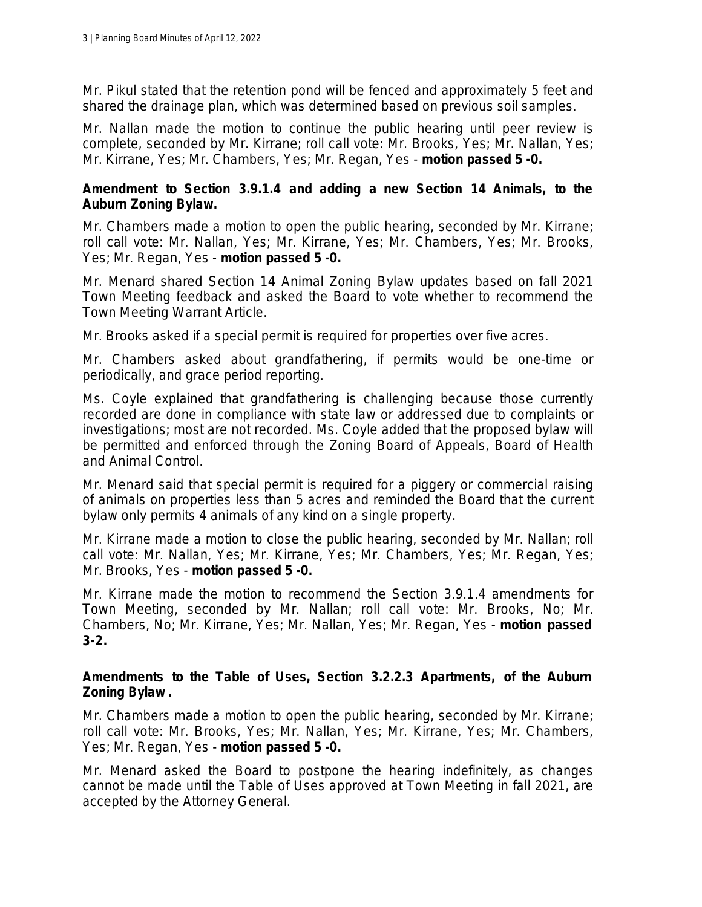Mr. Pikul stated that the retention pond will be fenced and approximately 5 feet and shared the drainage plan, which was determined based on previous soil samples.

Mr. Nallan made the motion to continue the public hearing until peer review is complete, seconded by Mr. Kirrane; roll call vote: Mr. Brooks, Yes; Mr. Nallan, Yes; Mr. Kirrane, Yes; Mr. Chambers, Yes; Mr. Regan, Yes - **motion passed 5 -0.**

**Amendment to Section 3.9.1.4 and adding a new Section 14 Animals, to the Auburn Zoning Bylaw.**

Mr. Chambers made a motion to open the public hearing, seconded by Mr. Kirrane; roll call vote: Mr. Nallan, Yes; Mr. Kirrane, Yes; Mr. Chambers, Yes; Mr. Brooks, Yes; Mr. Regan, Yes - **motion passed 5 -0.**

Mr. Menard shared Section 14 Animal Zoning Bylaw updates based on fall 2021 Town Meeting feedback and asked the Board to vote whether to recommend the Town Meeting Warrant Article.

Mr. Brooks asked if a special permit is required for properties over five acres.

Mr. Chambers asked about grandfathering, if permits would be one-time or periodically, and grace period reporting.

Ms. Coyle explained that grandfathering is challenging because those currently recorded are done in compliance with state law or addressed due to complaints or investigations; most are not recorded. Ms. Coyle added that the proposed bylaw will be permitted and enforced through the Zoning Board of Appeals, Board of Health and Animal Control.

Mr. Menard said that special permit is required for a piggery or commercial raising of animals on properties less than 5 acres and reminded the Board that the current bylaw only permits 4 animals of any kind on a single property.

Mr. Kirrane made a motion to close the public hearing, seconded by Mr. Nallan; roll call vote: Mr. Nallan, Yes; Mr. Kirrane, Yes; Mr. Chambers, Yes; Mr. Regan, Yes; Mr. Brooks, Yes - **motion passed 5 -0.**

Mr. Kirrane made the motion to recommend the Section 3.9.1.4 amendments for Town Meeting, seconded by Mr. Nallan; roll call vote: Mr. Brooks, No; Mr. Chambers, No; Mr. Kirrane, Yes; Mr. Nallan, Yes; Mr. Regan, Yes - **motion passed 3-2.**

**Amendments to the Table of Uses, Section 3.2.2.3 Apartments, of the Auburn Zoning Bylaw .**

Mr. Chambers made a motion to open the public hearing, seconded by Mr. Kirrane; roll call vote: Mr. Brooks, Yes; Mr. Nallan, Yes; Mr. Kirrane, Yes; Mr. Chambers, Yes; Mr. Regan, Yes - **motion passed 5 -0.**

Mr. Menard asked the Board to postpone the hearing indefinitely, as changes cannot be made until the Table of Uses approved at Town Meeting in fall 2021, are accepted by the Attorney General.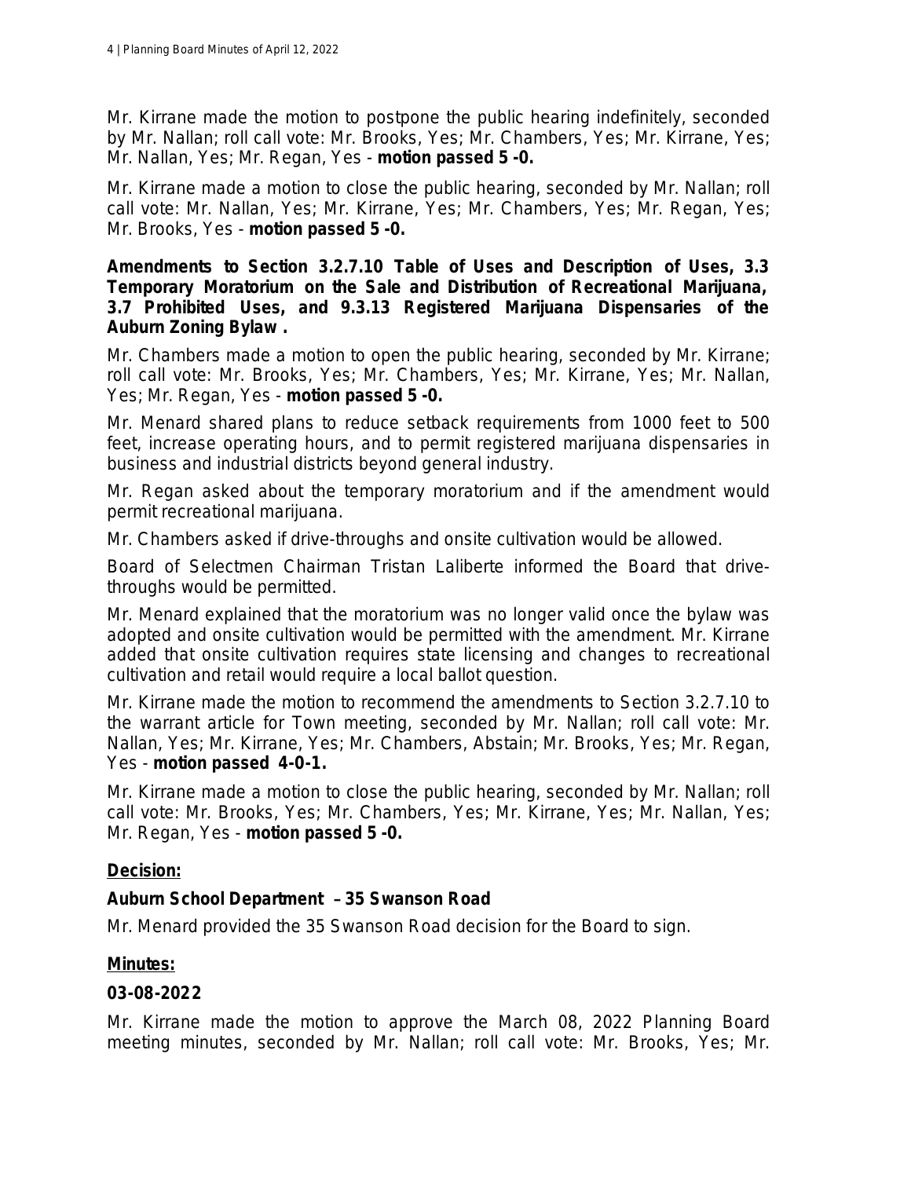Mr. Kirrane made the motion to postpone the public hearing indefinitely, seconded by Mr. Nallan; roll call vote: Mr. Brooks, Yes; Mr. Chambers, Yes; Mr. Kirrane, Yes; Mr. Nallan, Yes; Mr. Regan, Yes - **motion passed 5 -0.**

Mr. Kirrane made a motion to close the public hearing, seconded by Mr. Nallan; roll call vote: Mr. Nallan, Yes; Mr. Kirrane, Yes; Mr. Chambers, Yes; Mr. Regan, Yes; Mr. Brooks, Yes - **motion passed 5 -0.**

**Amendments to Section 3.2.7.10 Table of Uses and Description of Uses, 3.3 Temporary Moratorium on the Sale and Distribution of Recreational Marijuana, 3.7 Prohibited Uses, and 9.3.13 Registered Marijuana Dispensaries of the Auburn Zoning Bylaw .**

Mr. Chambers made a motion to open the public hearing, seconded by Mr. Kirrane; roll call vote: Mr. Brooks, Yes; Mr. Chambers, Yes; Mr. Kirrane, Yes; Mr. Nallan, Yes; Mr. Regan, Yes - **motion passed 5 -0.**

Mr. Menard shared plans to reduce setback requirements from 1000 feet to 500 feet, increase operating hours, and to permit registered marijuana dispensaries in business and industrial districts beyond general industry.

Mr. Regan asked about the temporary moratorium and if the amendment would permit recreational marijuana.

Mr. Chambers asked if drive-throughs and onsite cultivation would be allowed.

Board of Selectmen Chairman Tristan Laliberte informed the Board that drive-throughs would be permitted.

Mr. Menard explained that the moratorium was no longer valid once the bylaw was adopted and onsite cultivation would be permitted with the amendment. Mr. Kirrane added that onsite cultivation requires state licensing and changes to recreational cultivation and retail would require a local ballot question.

Mr. Kirrane made the motion to recommend the amendments to Section 3.2.7.10 to the warrant article for Town meeting, seconded by Mr. Nallan; roll call vote: Mr. Nallan, Yes; Mr. Kirrane, Yes; Mr. Chambers, Abstain; Mr. Brooks, Yes; Mr. Regan, Yes - **motion passed 4-0-1.**

Mr. Kirrane made a motion to close the public hearing, seconded by Mr. Nallan; roll call vote: Mr. Brooks, Yes; Mr. Chambers, Yes; Mr. Kirrane, Yes; Mr. Nallan, Yes; Mr. Regan, Yes - **motion passed 5 -0.**

## Decision:

### Auburn School Department – 35 Swanson Road

Mr. Menard provided the 35 Swanson Road decision for the Board to sign.

## Minutes:

### 03-08-2022

Mr. Kirrane made the motion to approve the March 08, 2022 Planning Board meeting minutes, seconded by Mr. Nallan; roll call vote: Mr. Brooks, Yes; Mr.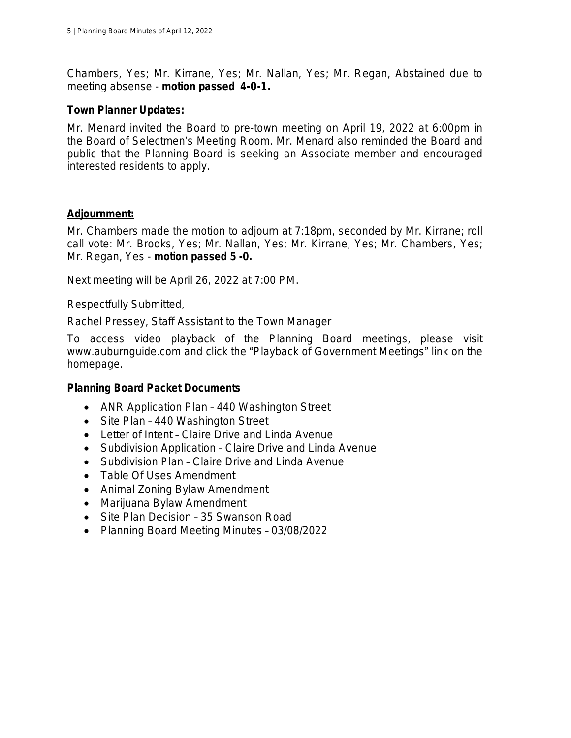Chambers, Yes; Mr. Kirrane, Yes; Mr. Nallan, Yes; Mr. Regan, Abstained due to meeting absense - **motion passed 4-0-1.**

## Town Planner Updates:

Mr. Menard invited the Board to pre-town meeting on April 19, 2022 at 6:00pm in the Board of Selectmen's Meeting Room. Mr. Menard also reminded the Board and public that the Planning Board is seeking an Associate member and encouraged interested residents to apply.

## Adjournment:

Mr. Chambers made the motion to adjourn at 7:18pm, seconded by Mr. Kirrane; roll call vote: Mr. Brooks, Yes; Mr. Nallan, Yes; Mr. Kirrane, Yes; Mr. Chambers, Yes; Mr. Regan, Yes - **motion passed 5 -0.**

Next meeting will be April 26, 2022 at 7:00 PM.

Respectfully Submitted,

Rachel Pressey, Staff Assistant to the Town Manager

To access video playback of the Planning Board meetings, please visit www.auburnguide.com and click the "Playback of Government Meetings" link on the homepage.

## Planning Board Packet Documents

- ANR Application Plan – 440 Washington Street
- Site Plan – 440 Washington Street
- Letter of Intent – Claire Drive and Linda Avenue
- Subdivision Application – Claire Drive and Linda Avenue
- Subdivision Plan – Claire Drive and Linda Avenue
- Table Of Uses Amendment
- Animal Zoning Bylaw Amendment
- Marijuana Bylaw Amendment
- Site Plan Decision – 35 Swanson Road
- Planning Board Meeting Minutes – 03/08/2022